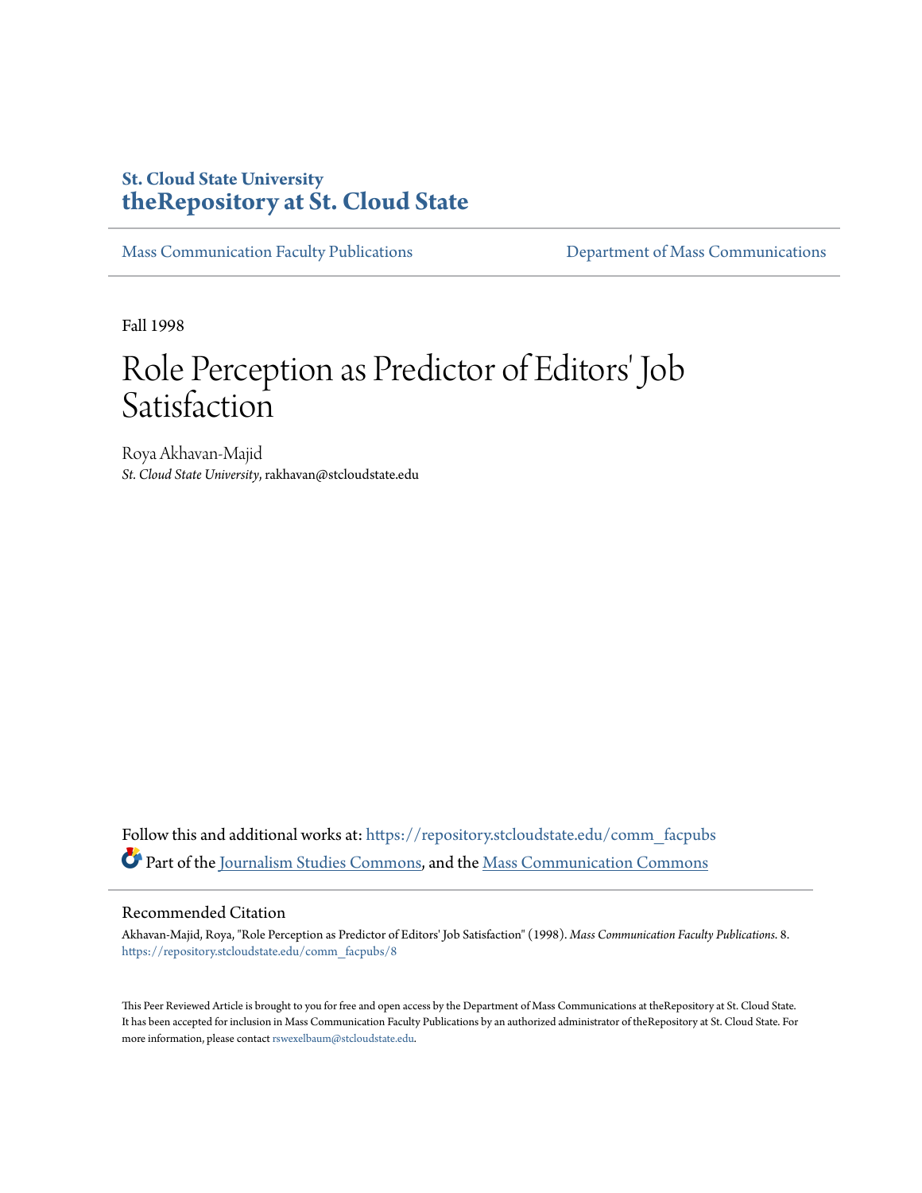St. Cloud State University

**theRepository at St. Cloud State**

Mass Communication Faculty Publications | Department of Mass Communications

Fall 1998

# Role Perception as Predictor of Editors' Job Satisfaction

Roya Akhavan-Majid

*St. Cloud State University*, rakhavan@stcloudstate.edu

Follow this and additional works at: https://repository.stcloudstate.edu/comm_facpubs

Part of the Journalism Studies Commons, and the Mass Communication Commons

## Recommended Citation

Akhavan-Majid, Roya, "Role Perception as Predictor of Editors' Job Satisfaction" (1998). *Mass Communication Faculty Publications*. 8.
https://repository.stcloudstate.edu/comm_facpubs/8

This Peer Reviewed Article is brought to you for free and open access by the Department of Mass Communications at theRepository at St. Cloud State. It has been accepted for inclusion in Mass Communication Faculty Publications by an authorized administrator of theRepository at St. Cloud State. For more information, please contact rswexelbaum@stcloudstate.edu.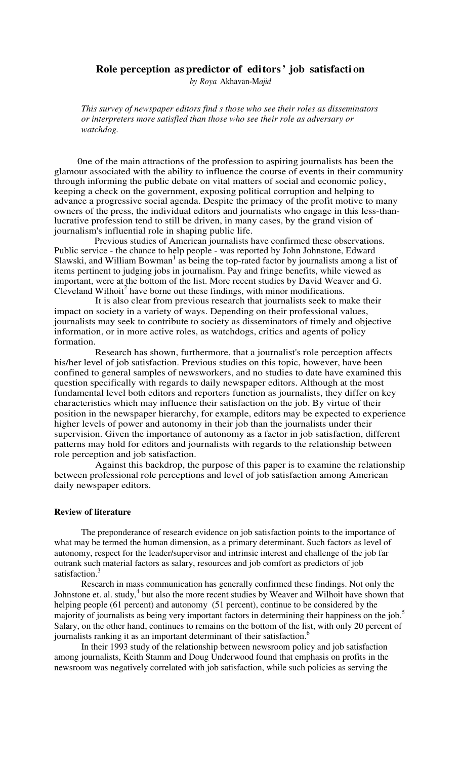# Role perception as predictor of editors' job satisfaction

*by Roya* Akhavan-M*ajid*

*This survey of newspaper editors find s those who see their roles as disseminators or interpreters more satisfied than those who see their role as adversary or watchdog.*

0ne of the main attractions of the profession to aspiring journalists has been the glamour associated with the ability to influence the course of events in their community through informing the public debate on vital matters of social and economic policy, keeping a check on the government, exposing political corruption and helping to advance a progressive social agenda. Despite the primacy of the profit motive to many owners of the press, the individual editors and journalists who engage in this less-than-lucrative profession tend to still be driven, in many cases, by the grand vision of journalism's influential role in shaping public life.

Previous studies of American journalists have confirmed these observations. Public service - the chance to help people - was reported by John Johnstone, Edward Slawski, and William Bowman[1] as being the top-rated factor by journalists among a list of items pertinent to judging jobs in journalism. Pay and fringe benefits, while viewed as important, were at the bottom of the list. More recent studies by David Weaver and G. Cleveland Wilhoit[2] have borne out these findings, with minor modifications.

It is also clear from previous research that journalists seek to make their impact on society in a variety of ways. Depending on their professional values, journalists may seek to contribute to society as disseminators of timely and objective information, or in more active roles, as watchdogs, critics and agents of policy formation.

Research has shown, furthermore, that a journalist's role perception affects his/her level of job satisfaction. Previous studies on this topic, however, have been confined to general samples of newsworkers, and no studies to date have examined this question specifically with regards to daily newspaper editors. Although at the most fundamental level both editors and reporters function as journalists, they differ on key characteristics which may influence their satisfaction on the job. By virtue of their position in the newspaper hierarchy, for example, editors may be expected to experience higher levels of power and autonomy in their job than the journalists under their supervision. Given the importance of autonomy as a factor in job satisfaction, different patterns may hold for editors and journalists with regards to the relationship between role perception and job satisfaction.

Against this backdrop, the purpose of this paper is to examine the relationship between professional role perceptions and level of job satisfaction among American daily newspaper editors.

### Review of literature

The preponderance of research evidence on job satisfaction points to the importance of what may be termed the human dimension, as a primary determinant. Such factors as level of autonomy, respect for the leader/supervisor and intrinsic interest and challenge of the job far outrank such material factors as salary, resources and job comfort as predictors of job satisfaction.[3]

Research in mass communication has generally confirmed these findings. Not only the Johnstone et. al. study,[4] but also the more recent studies by Weaver and Wilhoit have shown that helping people (61 percent) and autonomy (51 percent), continue to be considered by the majority of journalists as being very important factors in determining their happiness on the job.[5] Salary, on the other hand, continues to remains on the bottom of the list, with only 20 percent of journalists ranking it as an important determinant of their satisfaction.[6]

In their 1993 study of the relationship between newsroom policy and job satisfaction among journalists, Keith Stamm and Doug Underwood found that emphasis on profits in the newsroom was negatively correlated with job satisfaction, while such policies as serving the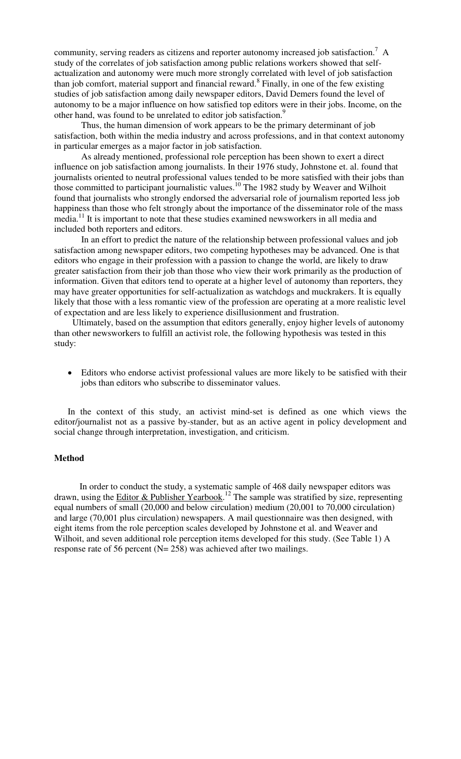community, serving readers as citizens and reporter autonomy increased job satisfaction.[7] A study of the correlates of job satisfaction among public relations workers showed that self-actualization and autonomy were much more strongly correlated with level of job satisfaction than job comfort, material support and financial reward.[8] Finally, in one of the few existing studies of job satisfaction among daily newspaper editors, David Demers found the level of autonomy to be a major influence on how satisfied top editors were in their jobs. Income, on the other hand, was found to be unrelated to editor job satisfaction.[9]

Thus, the human dimension of work appears to be the primary determinant of job satisfaction, both within the media industry and across professions, and in that context autonomy in particular emerges as a major factor in job satisfaction.

As already mentioned, professional role perception has been shown to exert a direct influence on job satisfaction among journalists. In their 1976 study, Johnstone et. al. found that journalists oriented to neutral professional values tended to be more satisfied with their jobs than those committed to participant journalistic values.[10] The 1982 study by Weaver and Wilhoit found that journalists who strongly endorsed the adversarial role of journalism reported less job happiness than those who felt strongly about the importance of the disseminator role of the mass media.[11] It is important to note that these studies examined newsworkers in all media and included both reporters and editors.

In an effort to predict the nature of the relationship between professional values and job satisfaction among newspaper editors, two competing hypotheses may be advanced. One is that editors who engage in their profession with a passion to change the world, are likely to draw greater satisfaction from their job than those who view their work primarily as the production of information. Given that editors tend to operate at a higher level of autonomy than reporters, they may have greater opportunities for self-actualization as watchdogs and muckrakers. It is equally likely that those with a less romantic view of the profession are operating at a more realistic level of expectation and are less likely to experience disillusionment and frustration.

Ultimately, based on the assumption that editors generally, enjoy higher levels of autonomy than other newsworkers to fulfill an activist role, the following hypothesis was tested in this study:

- Editors who endorse activist professional values are more likely to be satisfied with their jobs than editors who subscribe to disseminator values.

In the context of this study, an activist mind-set is defined as one which views the editor/journalist not as a passive by-stander, but as an active agent in policy development and social change through interpretation, investigation, and criticism.

**Method**

In order to conduct the study, a systematic sample of 468 daily newspaper editors was drawn, using the Editor & Publisher Yearbook.[12] The sample was stratified by size, representing equal numbers of small (20,000 and below circulation) medium (20,001 to 70,000 circulation) and large (70,001 plus circulation) newspapers. A mail questionnaire was then designed, with eight items from the role perception scales developed by Johnstone et al. and Weaver and Wilhoit, and seven additional role perception items developed for this study. (See Table 1) A response rate of 56 percent (N= 258) was achieved after two mailings.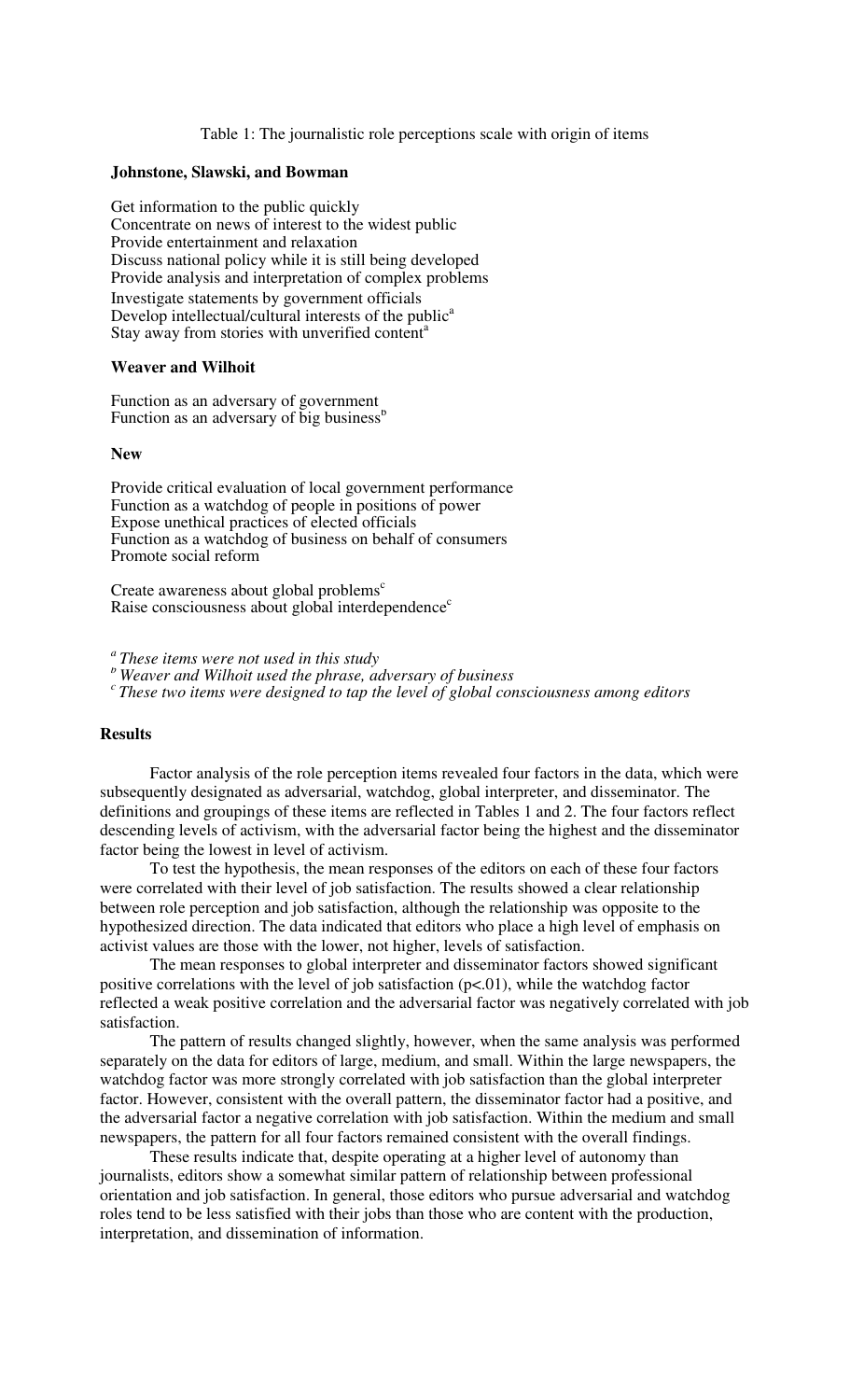Table 1: The journalistic role perceptions scale with origin of items

**Johnstone, Slawski, and Bowman**

Get information to the public quickly
Concentrate on news of interest to the widest public
Provide entertainment and relaxation
Discuss national policy while it is still being developed
Provide analysis and interpretation of complex problems
Investigate statements by government officials
Develop intellectual/cultural interests of the public[a]
Stay away from stories with unverified content[a]

**Weaver and Wilhoit**

Function as an adversary of government
Function as an adversary of big business[b]

**New**

Provide critical evaluation of local government performance
Function as a watchdog of people in positions of power
Expose unethical practices of elected officials
Function as a watchdog of business on behalf of consumers
Promote social reform

Create awareness about global problems[c]
Raise consciousness about global interdependence[c]

[a] *These items were not used in this study*
[b] *Weaver and Wilhoit used the phrase, adversary of business*
[c] *These two items were designed to tap the level of global consciousness among editors*

**Results**

Factor analysis of the role perception items revealed four factors in the data, which were subsequently designated as adversarial, watchdog, global interpreter, and disseminator. The definitions and groupings of these items are reflected in Tables 1 and 2. The four factors reflect descending levels of activism, with the adversarial factor being the highest and the disseminator factor being the lowest in level of activism.

To test the hypothesis, the mean responses of the editors on each of these four factors were correlated with their level of job satisfaction. The results showed a clear relationship between role perception and job satisfaction, although the relationship was opposite to the hypothesized direction. The data indicated that editors who place a high level of emphasis on activist values are those with the lower, not higher, levels of satisfaction.

The mean responses to global interpreter and disseminator factors showed significant positive correlations with the level of job satisfaction ($p<.01$), while the watchdog factor reflected a weak positive correlation and the adversarial factor was negatively correlated with job satisfaction.

The pattern of results changed slightly, however, when the same analysis was performed separately on the data for editors of large, medium, and small. Within the large newspapers, the watchdog factor was more strongly correlated with job satisfaction than the global interpreter factor. However, consistent with the overall pattern, the disseminator factor had a positive, and the adversarial factor a negative correlation with job satisfaction. Within the medium and small newspapers, the pattern for all four factors remained consistent with the overall findings.

These results indicate that, despite operating at a higher level of autonomy than journalists, editors show a somewhat similar pattern of relationship between professional orientation and job satisfaction. In general, those editors who pursue adversarial and watchdog roles tend to be less satisfied with their jobs than those who are content with the production, interpretation, and dissemination of information.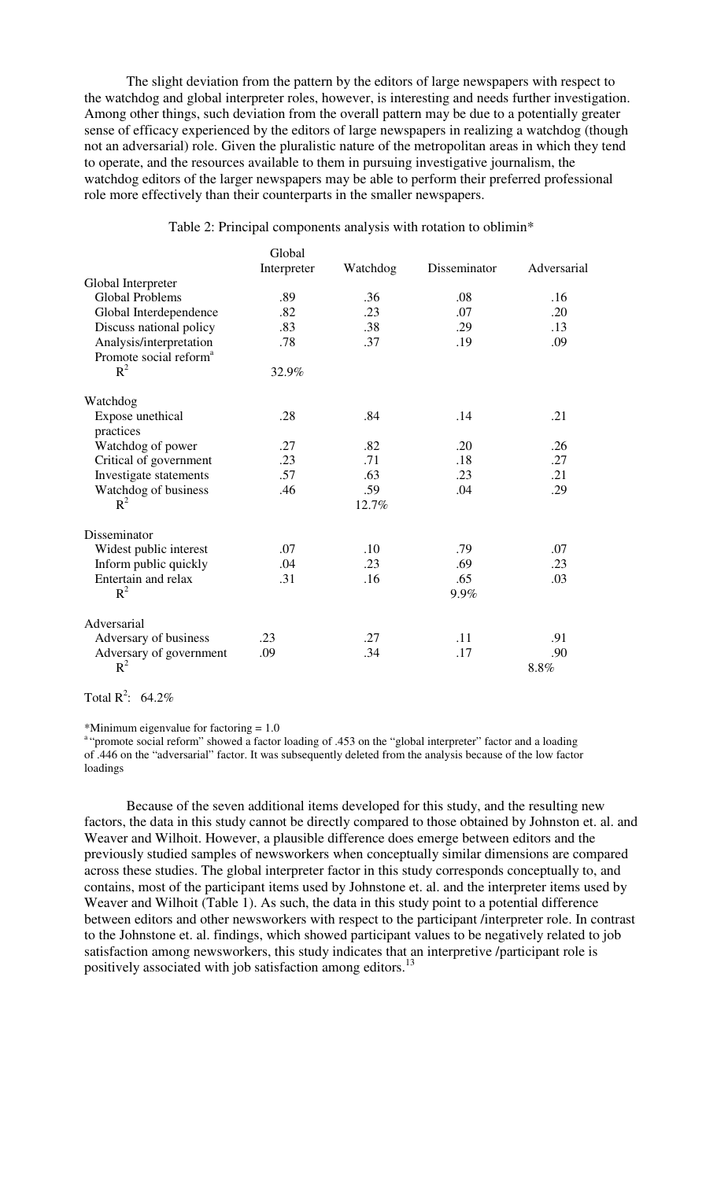The slight deviation from the pattern by the editors of large newspapers with respect to the watchdog and global interpreter roles, however, is interesting and needs further investigation. Among other things, such deviation from the overall pattern may be due to a potentially greater sense of efficacy experienced by the editors of large newspapers in realizing a watchdog (though not an adversarial) role. Given the pluralistic nature of the metropolitan areas in which they tend to operate, and the resources available to them in pursuing investigative journalism, the watchdog editors of the larger newspapers may be able to perform their preferred professional role more effectively than their counterparts in the smaller newspapers.

Table 2: Principal components analysis with rotation to oblimin*

| | Global Interpreter | Watchdog | Disseminator | Adversarial |
|---|---|---|---|---|
| Global Interpreter | | | | |
| Global Problems | .89 | .36 | .08 | .16 |
| Global Interdependence | .82 | .23 | .07 | .20 |
| Discuss national policy | .83 | .38 | .29 | .13 |
| Analysis/interpretation | .78 | .37 | .19 | .09 |
| Promote social reform[a] | | | | |
| $R^2$ | 32.9% | | | |
| Watchdog | | | | |
| Expose unethical practices | .28 | .84 | .14 | .21 |
| Watchdog of power | .27 | .82 | .20 | .26 |
| Critical of government | .23 | .71 | .18 | .27 |
| Investigate statements | .57 | .63 | .23 | .21 |
| Watchdog of business | .46 | .59 | .04 | .29 |
| $R^2$ | | 12.7% | | |
| Disseminator | | | | |
| Widest public interest | .07 | .10 | .79 | .07 |
| Inform public quickly | .04 | .23 | .69 | .23 |
| Entertain and relax | .31 | .16 | .65 | .03 |
| $R^2$ | | | 9.9% | |
| Adversarial | | | | |
| Adversary of business | .23 | .27 | .11 | .91 |
| Adversary of government | .09 | .34 | .17 | .90 |
| $R^2$ | | | | 8.8% |

Total $R^2$: 64.2%

*Minimum eigenvalue for factoring = 1.0

[a] "promote social reform" showed a factor loading of .453 on the "global interpreter" factor and a loading of .446 on the "adversarial" factor. It was subsequently deleted from the analysis because of the low factor loadings

Because of the seven additional items developed for this study, and the resulting new factors, the data in this study cannot be directly compared to those obtained by Johnston et. al. and Weaver and Wilhoit. However, a plausible difference does emerge between editors and the previously studied samples of newsworkers when conceptually similar dimensions are compared across these studies. The global interpreter factor in this study corresponds conceptually to, and contains, most of the participant items used by Johnstone et. al. and the interpreter items used by Weaver and Wilhoit (Table 1). As such, the data in this study point to a potential difference between editors and other newsworkers with respect to the participant /interpreter role. In contrast to the Johnstone et. al. findings, which showed participant values to be negatively related to job satisfaction among newsworkers, this study indicates that an interpretive /participant role is positively associated with job satisfaction among editors.[13]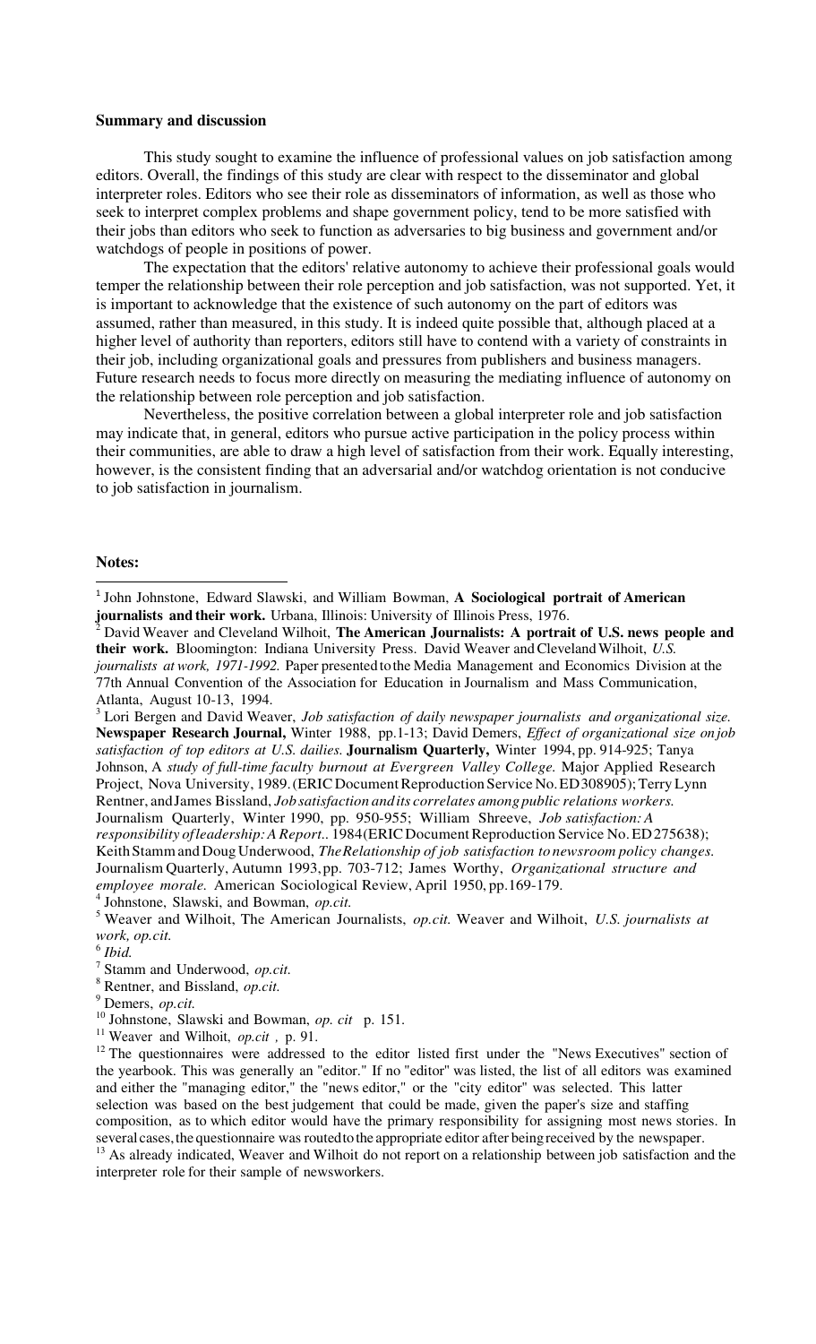**Summary and discussion**

This study sought to examine the influence of professional values on job satisfaction among editors. Overall, the findings of this study are clear with respect to the disseminator and global interpreter roles. Editors who see their role as disseminators of information, as well as those who seek to interpret complex problems and shape government policy, tend to be more satisfied with their jobs than editors who seek to function as adversaries to big business and government and/or watchdogs of people in positions of power.

The expectation that the editors' relative autonomy to achieve their professional goals would temper the relationship between their role perception and job satisfaction, was not supported. Yet, it is important to acknowledge that the existence of such autonomy on the part of editors was assumed, rather than measured, in this study. It is indeed quite possible that, although placed at a higher level of authority than reporters, editors still have to contend with a variety of constraints in their job, including organizational goals and pressures from publishers and business managers. Future research needs to focus more directly on measuring the mediating influence of autonomy on the relationship between role perception and job satisfaction.

Nevertheless, the positive correlation between a global interpreter role and job satisfaction may indicate that, in general, editors who pursue active participation in the policy process within their communities, are able to draw a high level of satisfaction from their work. Equally interesting, however, is the consistent finding that an adversarial and/or watchdog orientation is not conducive to job satisfaction in journalism.

**Notes:**

[1] John Johnstone, Edward Slawski, and William Bowman, **A Sociological portrait of American journalists and their work.** Urbana, Illinois: University of Illinois Press, 1976.

[2] David Weaver and Cleveland Wilhoit, **The American Journalists: A portrait of U.S. news people and their work.** Bloomington: Indiana University Press. David Weaver and Cleveland Wilhoit, *U.S. journalists at work, 1971-1992.* Paper presented to the Media Management and Economics Division at the 77th Annual Convention of the Association for Education in Journalism and Mass Communication, Atlanta, August 10-13, 1994.

[3] Lori Bergen and David Weaver, *Job satisfaction of daily newspaper journalists and organizational size.* **Newspaper Research Journal,** Winter 1988, pp.1-13; David Demers, *Effect of organizational size on job satisfaction of top editors at U.S. dailies.* **Journalism Quarterly,** Winter 1994, pp. 914-925; Tanya Johnson, A *study of full-time faculty burnout at Evergreen Valley College.* Major Applied Research Project, Nova University, 1989. (ERIC Document Reproduction Service No. ED308905); Terry Lynn Rentner, and James Bissland, *Job satisfaction and its correlates among public relations workers.* Journalism Quarterly, Winter 1990, pp. 950-955; William Shreeve, *Job satisfaction: A responsibility of leadership: A Report..* 1984 (ERIC Document Reproduction Service No. ED275638); Keith Stamm and Doug Underwood, *The Relationship of job satisfaction to newsroom policy changes.* Journalism Quarterly, Autumn 1993, pp. 703-712; James Worthy, *Organizational structure and employee morale.* American Sociological Review, April 1950, pp.169-179.

[4] Johnstone, Slawski, and Bowman, *op.cit.*

[5] Weaver and Wilhoit, The American Journalists, *op.cit.* Weaver and Wilhoit, *U.S. journalists at work, op.cit.*

[6] *Ibid.*

[7] Stamm and Underwood, *op.cit.*

[8] Rentner, and Bissland, *op.cit.*

[9] Demers, *op.cit.*

[10] Johnstone, Slawski and Bowman, *op. cit* p. 151.

[11] Weaver and Wilhoit, *op.cit ,* p. 91.

[12] The questionnaires were addressed to the editor listed first under the "News Executives" section of the yearbook. This was generally an "editor." If no "editor" was listed, the list of all editors was examined and either the "managing editor," the "news editor," or the "city editor" was selected. This latter selection was based on the best judgement that could be made, given the paper's size and staffing composition, as to which editor would have the primary responsibility for assigning most news stories. In several cases, the questionnaire was routed to the appropriate editor after being received by the newspaper.

[13] As already indicated, Weaver and Wilhoit do not report on a relationship between job satisfaction and the interpreter role for their sample of newsworkers.